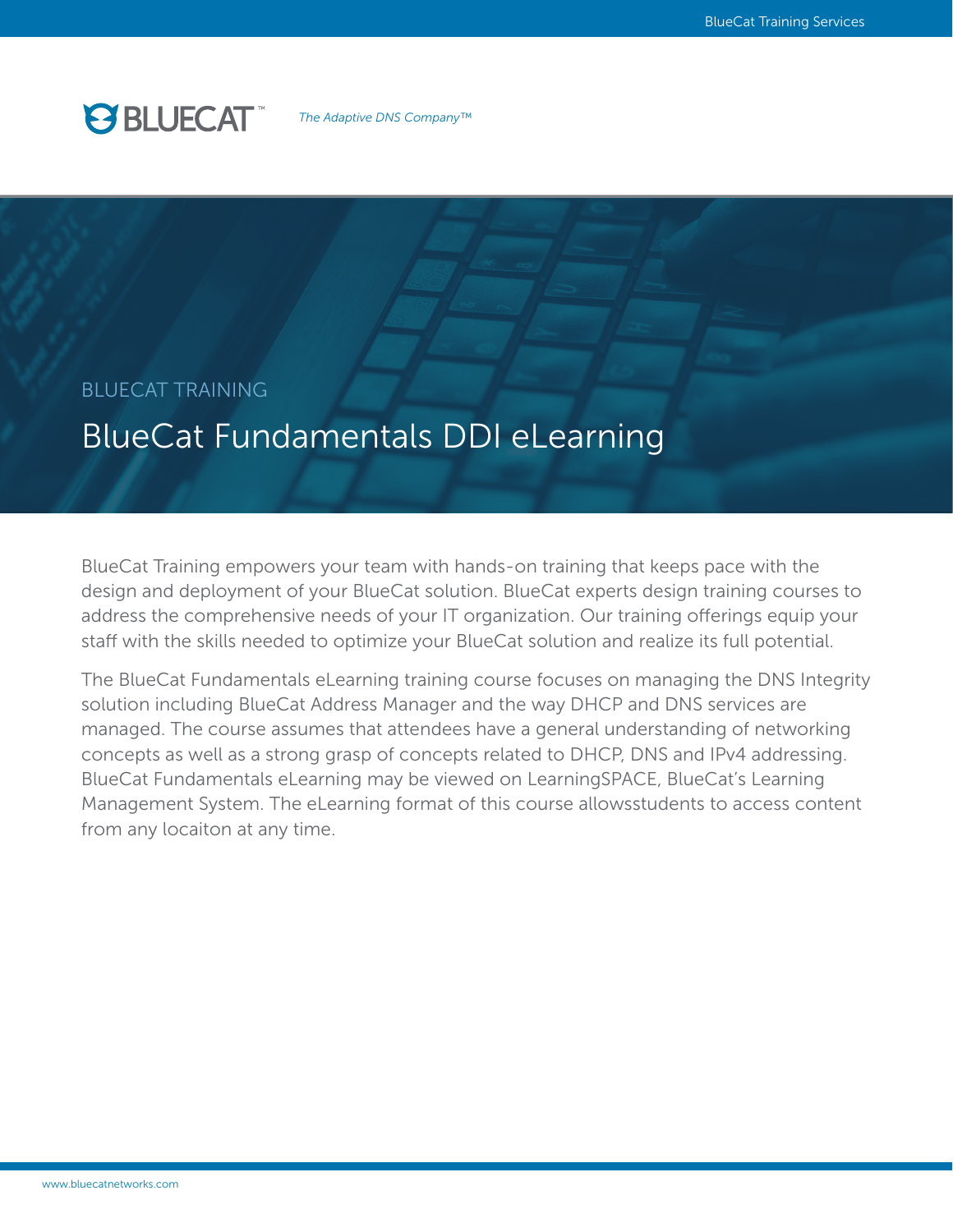BLUECAT™

*The Adaptive DNS Company™*

BLUECAT TRAINING

# BlueCat Fundamentals DDI eLearning

BlueCat Training empowers your team with hands-on training that keeps pace with the design and deployment of your BlueCat solution. BlueCat experts design training courses to address the comprehensive needs of your IT organization. Our training offerings equip your staff with the skills needed to optimize your BlueCat solution and realize its full potential.

The BlueCat Fundamentals eLearning training course focuses on managing the DNS Integrity solution including BlueCat Address Manager and the way DHCP and DNS services are managed. The course assumes that attendees have a general understanding of networking concepts as well as a strong grasp of concepts related to DHCP, DNS and IPv4 addressing. BlueCat Fundamentals eLearning may be viewed on LearningSPACE, BlueCat's Learning Management System. The eLearning format of this course allowsstudents to access content from any locaiton at any time.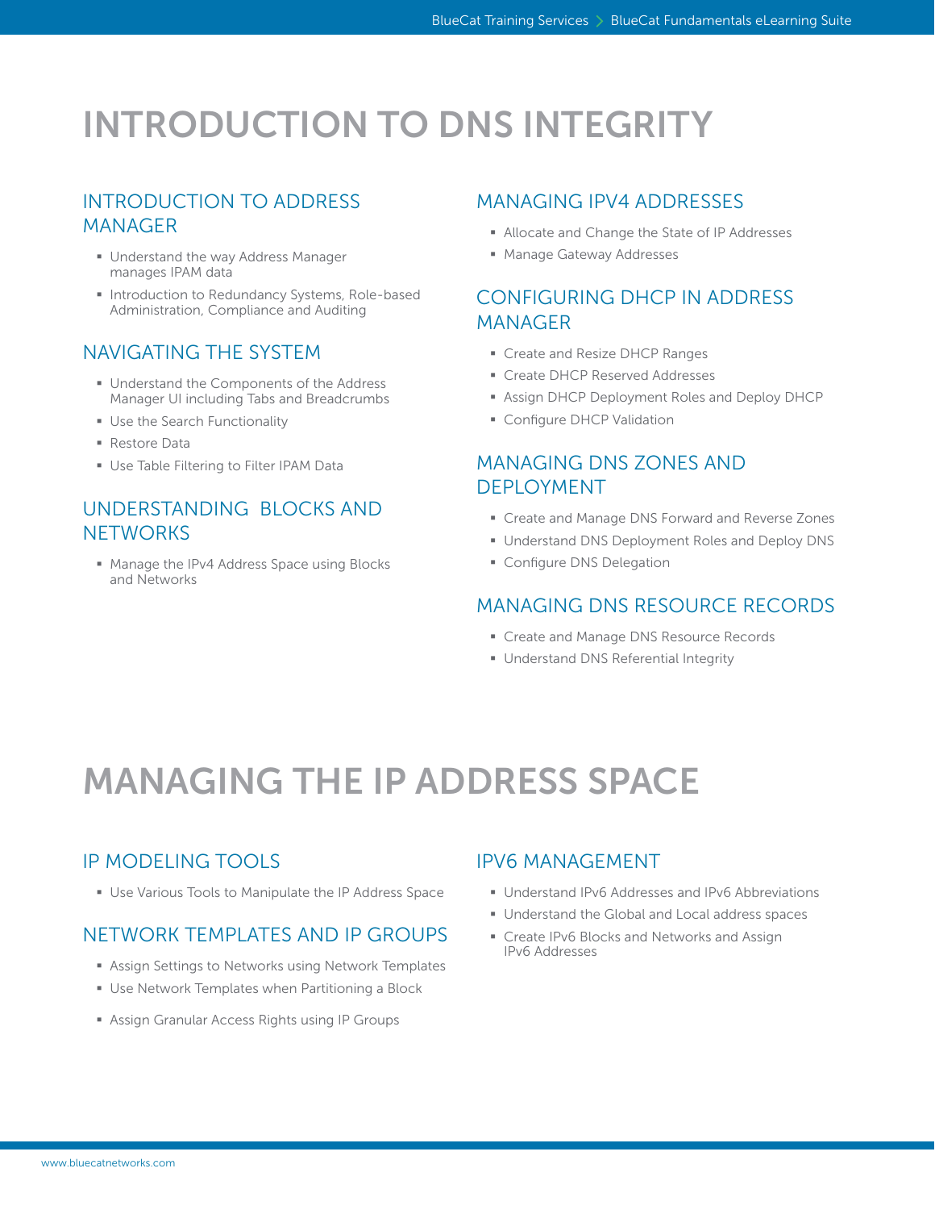# INTRODUCTION TO DNS INTEGRITY

## INTRODUCTION TO ADDRESS MANAGER

- Understand the way Address Manager manages IPAM data
- Introduction to Redundancy Systems, Role-based Administration, Compliance and Auditing

## NAVIGATING THE SYSTEM

- Understand the Components of the Address Manager UI including Tabs and Breadcrumbs
- Use the Search Functionality
- Restore Data
- Use Table Filtering to Filter IPAM Data

## UNDERSTANDING BLOCKS AND NETWORKS

- Manage the IPv4 Address Space using Blocks and Networks

## MANAGING IPV4 ADDRESSES

- Allocate and Change the State of IP Addresses
- Manage Gateway Addresses

## CONFIGURING DHCP IN ADDRESS MANAGER

- Create and Resize DHCP Ranges
- Create DHCP Reserved Addresses
- Assign DHCP Deployment Roles and Deploy DHCP
- Configure DHCP Validation

## MANAGING DNS ZONES AND DEPLOYMENT

- Create and Manage DNS Forward and Reverse Zones
- Understand DNS Deployment Roles and Deploy DNS
- Configure DNS Delegation

## MANAGING DNS RESOURCE RECORDS

- Create and Manage DNS Resource Records
- Understand DNS Referential Integrity

# MANAGING THE IP ADDRESS SPACE

## IP MODELING TOOLS

- Use Various Tools to Manipulate the IP Address Space

## NETWORK TEMPLATES AND IP GROUPS

- Assign Settings to Networks using Network Templates
- Use Network Templates when Partitioning a Block
- Assign Granular Access Rights using IP Groups

## IPV6 MANAGEMENT

- Understand IPv6 Addresses and IPv6 Abbreviations
- Understand the Global and Local address spaces
- Create IPv6 Blocks and Networks and Assign IPv6 Addresses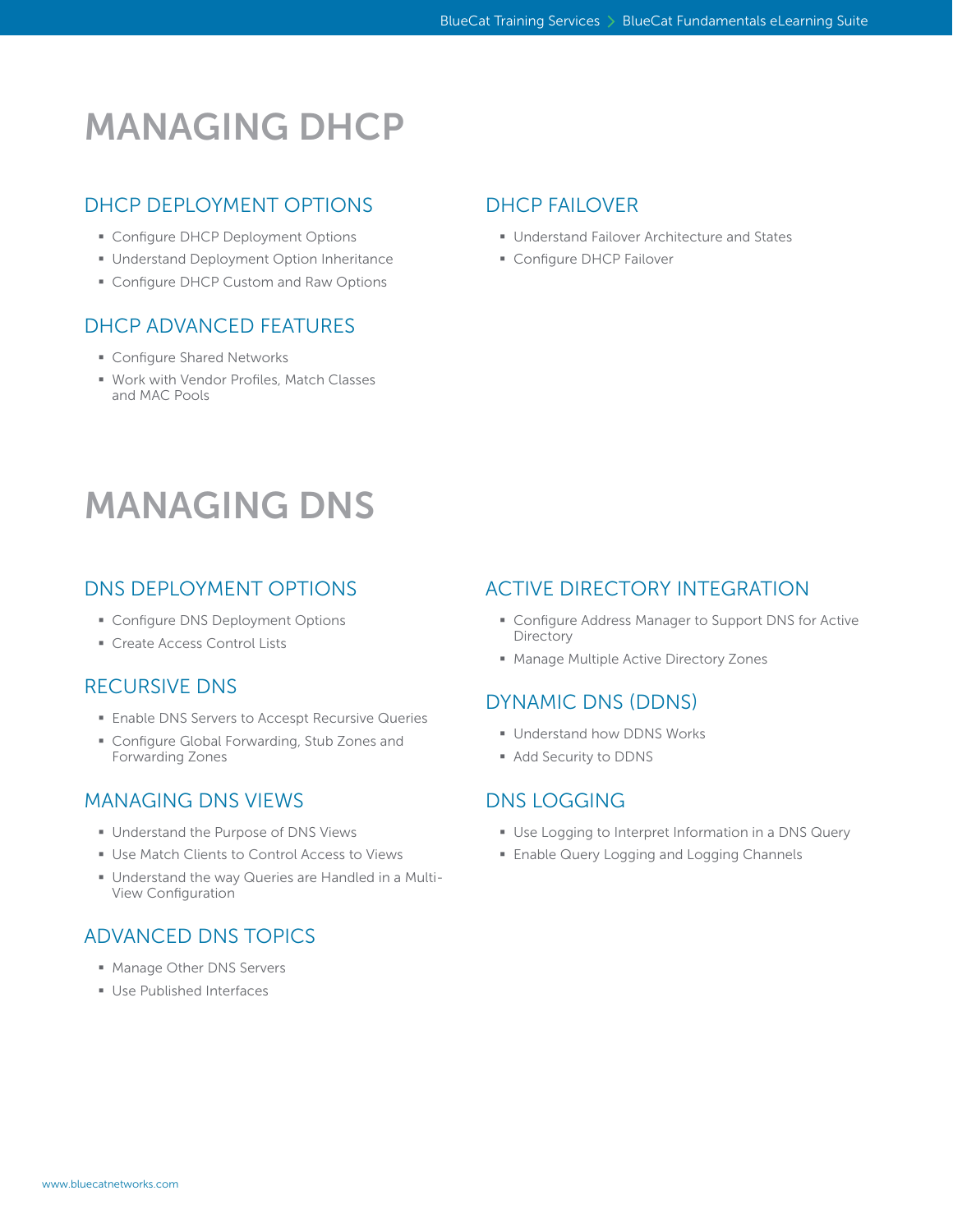# MANAGING DHCP

## DHCP DEPLOYMENT OPTIONS

- Configure DHCP Deployment Options
- Understand Deployment Option Inheritance
- Configure DHCP Custom and Raw Options

## DHCP ADVANCED FEATURES

- Configure Shared Networks
- Work with Vendor Profiles, Match Classes and MAC Pools

## DHCP FAILOVER

- Understand Failover Architecture and States
- Configure DHCP Failover

# MANAGING DNS

## DNS DEPLOYMENT OPTIONS

- Configure DNS Deployment Options
- Create Access Control Lists

## RECURSIVE DNS

- Enable DNS Servers to Accespt Recursive Queries
- Configure Global Forwarding, Stub Zones and Forwarding Zones

## MANAGING DNS VIEWS

- Understand the Purpose of DNS Views
- Use Match Clients to Control Access to Views
- Understand the way Queries are Handled in a Multi-View Configuration

## ADVANCED DNS TOPICS

- Manage Other DNS Servers
- Use Published Interfaces

## ACTIVE DIRECTORY INTEGRATION

- Configure Address Manager to Support DNS for Active Directory
- Manage Multiple Active Directory Zones

## DYNAMIC DNS (DDNS)

- Understand how DDNS Works
- Add Security to DDNS

## DNS LOGGING

- Use Logging to Interpret Information in a DNS Query
- Enable Query Logging and Logging Channels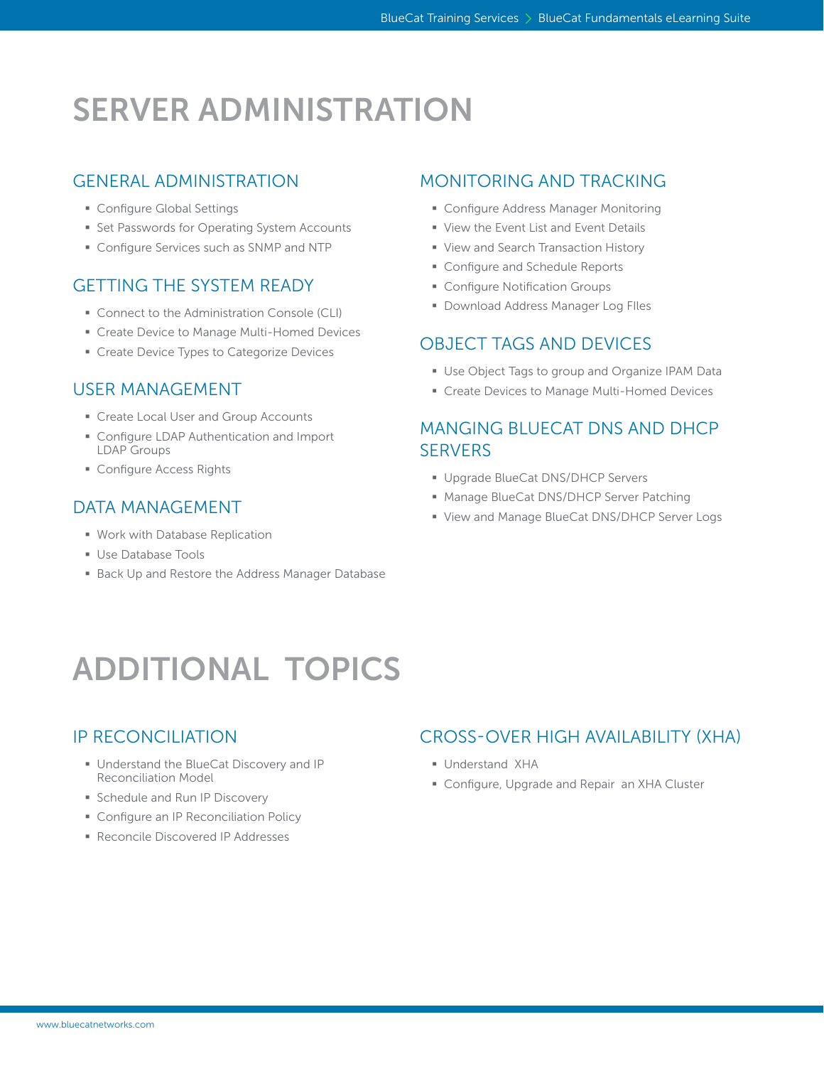# SERVER ADMINISTRATION

## GENERAL ADMINISTRATION

- Configure Global Settings
- Set Passwords for Operating System Accounts
- Configure Services such as SNMP and NTP

## GETTING THE SYSTEM READY

- Connect to the Administration Console (CLI)
- Create Device to Manage Multi-Homed Devices
- Create Device Types to Categorize Devices

## USER MANAGEMENT

- Create Local User and Group Accounts
- Configure LDAP Authentication and Import LDAP Groups
- Configure Access Rights

## DATA MANAGEMENT

- Work with Database Replication
- Use Database Tools
- Back Up and Restore the Address Manager Database

## MONITORING AND TRACKING

- Configure Address Manager Monitoring
- View the Event List and Event Details
- View and Search Transaction History
- Configure and Schedule Reports
- Configure Notification Groups
- Download Address Manager Log FIles

## OBJECT TAGS AND DEVICES

- Use Object Tags to group and Organize IPAM Data
- Create Devices to Manage Multi-Homed Devices

## MANGING BLUECAT DNS AND DHCP SERVERS

- Upgrade BlueCat DNS/DHCP Servers
- Manage BlueCat DNS/DHCP Server Patching
- View and Manage BlueCat DNS/DHCP Server Logs

# ADDITIONAL TOPICS

## IP RECONCILIATION

- Understand the BlueCat Discovery and IP Reconciliation Model
- Schedule and Run IP Discovery
- Configure an IP Reconciliation Policy
- Reconcile Discovered IP Addresses

## CROSS-OVER HIGH AVAILABILITY (XHA)

- Understand XHA
- Configure, Upgrade and Repair an XHA Cluster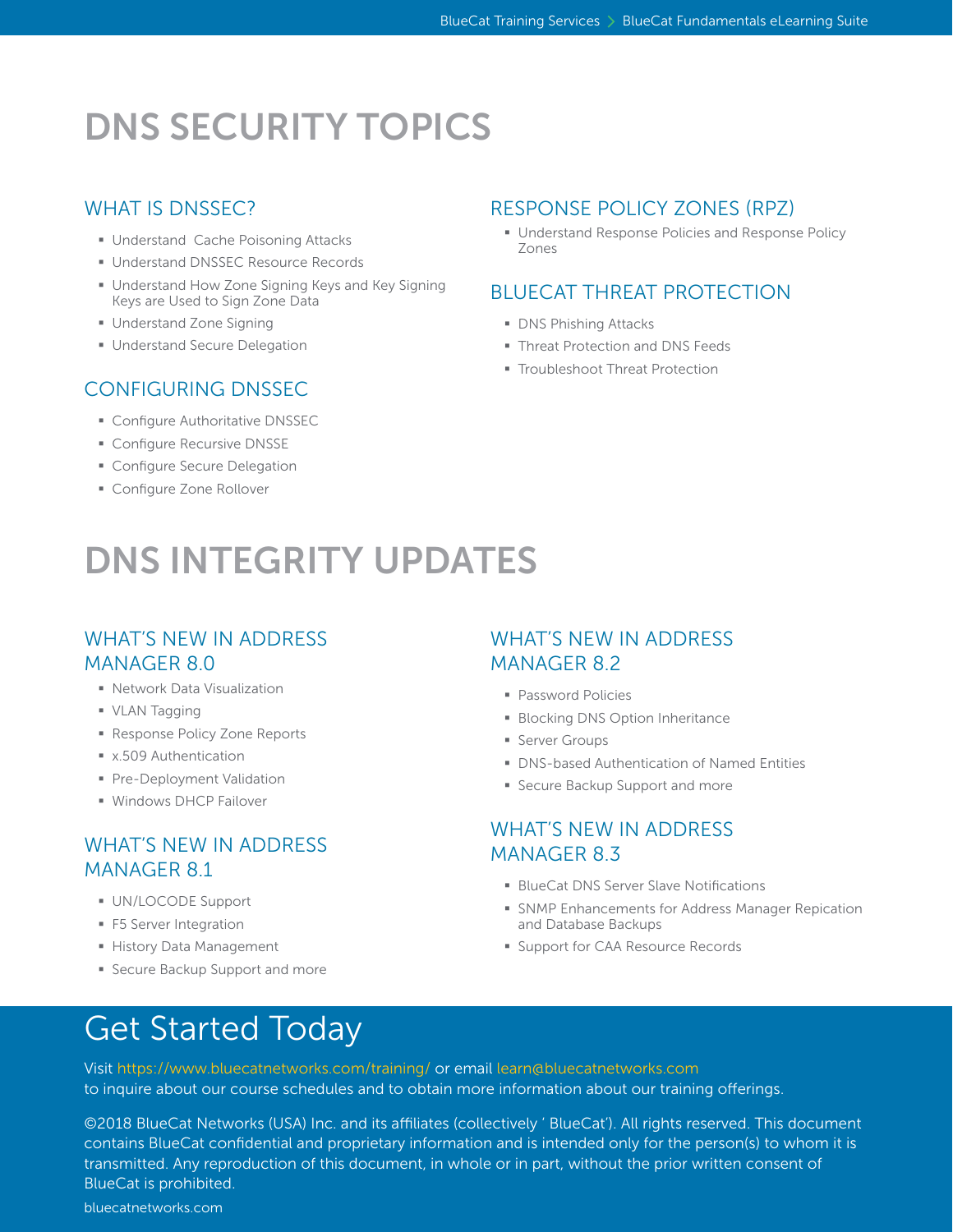# DNS SECURITY TOPICS

## WHAT IS DNSSEC?

- Understand  Cache Poisoning Attacks
- Understand DNSSEC Resource Records
- Understand How Zone Signing Keys and Key Signing Keys are Used to Sign Zone Data
- Understand Zone Signing
- Understand Secure Delegation

## CONFIGURING DNSSEC

- Configure Authoritative DNSSEC
- Configure Recursive DNSSE
- Configure Secure Delegation
- Configure Zone Rollover

## RESPONSE POLICY ZONES (RPZ)

- Understand Response Policies and Response Policy Zones

## BLUECAT THREAT PROTECTION

- DNS Phishing Attacks
- Threat Protection and DNS Feeds
- Troubleshoot Threat Protection

# DNS INTEGRITY UPDATES

## WHAT'S NEW IN ADDRESS MANAGER 8.0

- Network Data Visualization
- VLAN Tagging
- Response Policy Zone Reports
- x.509 Authentication
- Pre-Deployment Validation
- Windows DHCP Failover

## WHAT'S NEW IN ADDRESS MANAGER 8.1

- UN/LOCODE Support
- F5 Server Integration
- History Data Management
- Secure Backup Support and more

## WHAT'S NEW IN ADDRESS MANAGER 8.2

- Password Policies
- Blocking DNS Option Inheritance
- Server Groups
- DNS-based Authentication of Named Entities
- Secure Backup Support and more

## WHAT'S NEW IN ADDRESS MANAGER 8.3

- BlueCat DNS Server Slave Notifications
- SNMP Enhancements for Address Manager Repication and Database Backups
- Support for CAA Resource Records

# Get Started Today

Visit https://www.bluecatnetworks.com/training/ or email learn@bluecatnetworks.com to inquire about our course schedules and to obtain more information about our training offerings.

©2018 BlueCat Networks (USA) Inc. and its affiliates (collectively ' BlueCat'). All rights reserved. This document contains BlueCat confidential and proprietary information and is intended only for the person(s) to whom it is transmitted. Any reproduction of this document, in whole or in part, without the prior written consent of BlueCat is prohibited.

bluecatnetworks.com